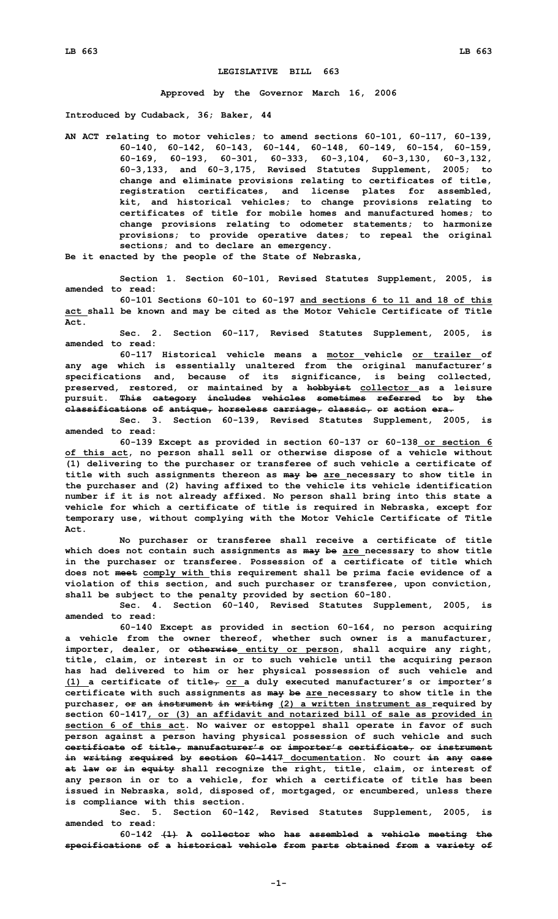# LEGISLATIVE BILL 663

**Approved by the Governor March 16, 2006**

**Introduced by Cudaback, 36; Baker, 44**

**AN ACT relating to motor vehicles; to amend sections 60-101, 60-117, 60-139, 60-140, 60-142, 60-143, 60-144, 60-148, 60-149, 60-154, 60-159, 60-169, 60-193, 60-301, 60-333, 60-3,104, 60-3,130, 60-3,132, 60-3,133, and 60-3,175, Revised Statutes Supplement, 2005; to change and eliminate provisions relating to certificates of title, registration certificates, and license plates for assembled, kit, and historical vehicles; to change provisions relating to certificates of title for mobile homes and manufactured homes; to change provisions relating to odometer statements; to harmonize provisions; to provide operative dates; to repeal the original sections; and to declare an emergency.**

**Be it enacted by the people of the State of Nebraska,**

**Section 1. Section 60-101, Revised Statutes Supplement, 2005, is amended to read:**

**60-101 Sections 60-101 to 60-197 and sections 6 to 11 and 18 of this act shall be known and may be cited as the Motor Vehicle Certificate of Title Act.**

**Sec. 2. Section 60-117, Revised Statutes Supplement, 2005, is amended to read:**

**60-117 Historical vehicle means a motor vehicle or trailer of any age which is essentially unaltered from the original manufacturer's specifications and, because of its significance, is being collected, preserved, restored, or maintained by a ~~hobbyist~~ collector as a leisure pursuit. ~~This category includes vehicles sometimes referred to by the classifications of antique, horseless carriage, classic, or action era.~~**

**Sec. 3. Section 60-139, Revised Statutes Supplement, 2005, is amended to read:**

**60-139 Except as provided in section 60-137 or 60-138 or section 6 of this act, no person shall sell or otherwise dispose of a vehicle without (1) delivering to the purchaser or transferee of such vehicle a certificate of title with such assignments thereon as ~~may be~~ are necessary to show title in the purchaser and (2) having affixed to the vehicle its vehicle identification number if it is not already affixed. No person shall bring into this state a vehicle for which a certificate of title is required in Nebraska, except for temporary use, without complying with the Motor Vehicle Certificate of Title Act.**

**No purchaser or transferee shall receive a certificate of title which does not contain such assignments as ~~may be~~ are necessary to show title in the purchaser or transferee. Possession of a certificate of title which does not ~~meet~~ comply with this requirement shall be prima facie evidence of a violation of this section, and such purchaser or transferee, upon conviction, shall be subject to the penalty provided by section 60-180.**

**Sec. 4. Section 60-140, Revised Statutes Supplement, 2005, is amended to read:**

**60-140 Except as provided in section 60-164, no person acquiring a vehicle from the owner thereof, whether such owner is a manufacturer, importer, dealer, or ~~otherwise~~ entity or person, shall acquire any right, title, claim, or interest in or to such vehicle until the acquiring person has had delivered to him or her physical possession of such vehicle and (1) a certificate of title~~,~~ or a duly executed manufacturer's or importer's certificate with such assignments as ~~may be~~ are necessary to show title in the purchaser, ~~or an instrument in writing~~ (2) a written instrument as required by section 60-1417, or (3) an affidavit and notarized bill of sale as provided in section 6 of this act. No waiver or estoppel shall operate in favor of such person against a person having physical possession of such vehicle and such ~~certificate of title, manufacturer's or importer's certificate, or instrument in writing required by section 60-1417~~ documentation. No court ~~in any case at law or in equity~~ shall recognize the right, title, claim, or interest of any person in or to a vehicle, for which a certificate of title has been issued in Nebraska, sold, disposed of, mortgaged, or encumbered, unless there is compliance with this section.**

**Sec. 5. Section 60-142, Revised Statutes Supplement, 2005, is amended to read:**

**60-142 ~~(1) A collector who has assembled a vehicle meeting the specifications of a historical vehicle from parts obtained from a variety of~~**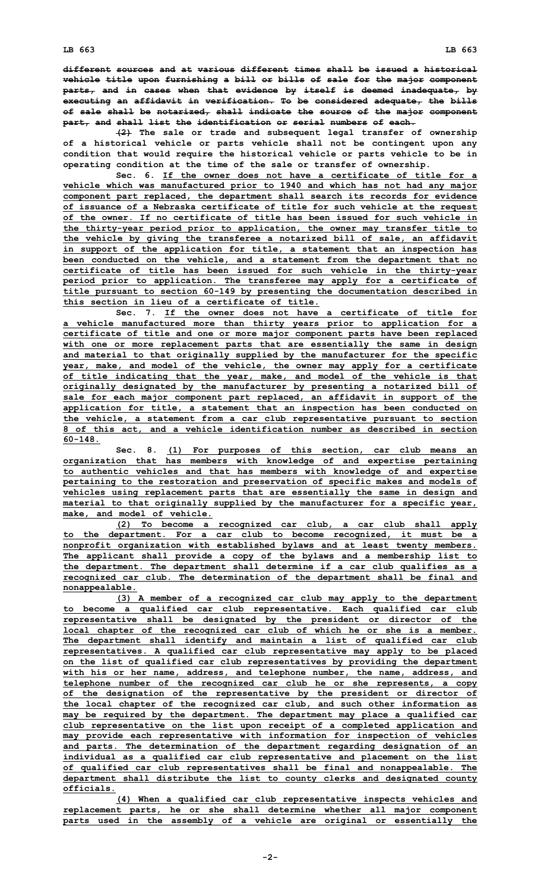~~different sources and at various different times shall be issued a historical vehicle title upon furnishing a bill or bills of sale for the major component parts, and in cases when that evidence by itself is deemed inadequate, by executing an affidavit in verification. To be considered adequate, the bills of sale shall be notarized, shall indicate the source of the major component part, and shall list the identification or serial numbers of each.~~

~~(2)~~ The sale or trade and subsequent legal transfer of ownership of a historical vehicle or parts vehicle shall not be contingent upon any condition that would require the historical vehicle or parts vehicle to be in operating condition at the time of the sale or transfer of ownership.

Sec. 6. If the owner does not have a certificate of title for a vehicle which was manufactured prior to 1940 and which has not had any major component part replaced, the department shall search its records for evidence of issuance of a Nebraska certificate of title for such vehicle at the request of the owner. If no certificate of title has been issued for such vehicle in the thirty-year period prior to application, the owner may transfer title to the vehicle by giving the transferee a notarized bill of sale, an affidavit in support of the application for title, a statement that an inspection has been conducted on the vehicle, and a statement from the department that no certificate of title has been issued for such vehicle in the thirty-year period prior to application. The transferee may apply for a certificate of title pursuant to section 60-149 by presenting the documentation described in this section in lieu of a certificate of title.

Sec. 7. If the owner does not have a certificate of title for a vehicle manufactured more than thirty years prior to application for a certificate of title and one or more major component parts have been replaced with one or more replacement parts that are essentially the same in design and material to that originally supplied by the manufacturer for the specific year, make, and model of the vehicle, the owner may apply for a certificate of title indicating that the year, make, and model of the vehicle is that originally designated by the manufacturer by presenting a notarized bill of sale for each major component part replaced, an affidavit in support of the application for title, a statement that an inspection has been conducted on the vehicle, a statement from a car club representative pursuant to section 8 of this act, and a vehicle identification number as described in section 60-148.

Sec. 8. (1) For purposes of this section, car club means an organization that has members with knowledge of and expertise pertaining to authentic vehicles and that has members with knowledge of and expertise pertaining to the restoration and preservation of specific makes and models of vehicles using replacement parts that are essentially the same in design and material to that originally supplied by the manufacturer for a specific year, make, and model of vehicle.

(2) To become a recognized car club, a car club shall apply to the department. For a car club to become recognized, it must be a nonprofit organization with established bylaws and at least twenty members. The applicant shall provide a copy of the bylaws and a membership list to the department. The department shall determine if a car club qualifies as a recognized car club. The determination of the department shall be final and nonappealable.

(3) A member of a recognized car club may apply to the department to become a qualified car club representative. Each qualified car club representative shall be designated by the president or director of the local chapter of the recognized car club of which he or she is a member. The department shall identify and maintain a list of qualified car club representatives. A qualified car club representative may apply to be placed on the list of qualified car club representatives by providing the department with his or her name, address, and telephone number, the name, address, and telephone number of the recognized car club he or she represents, a copy of the designation of the representative by the president or director of the local chapter of the recognized car club, and such other information as may be required by the department. The department may place a qualified car club representative on the list upon receipt of a completed application and may provide each representative with information for inspection of vehicles and parts. The determination of the department regarding designation of an individual as a qualified car club representative and placement on the list of qualified car club representatives shall be final and nonappealable. The department shall distribute the list to county clerks and designated county officials.

(4) When a qualified car club representative inspects vehicles and replacement parts, he or she shall determine whether all major component parts used in the assembly of a vehicle are original or essentially the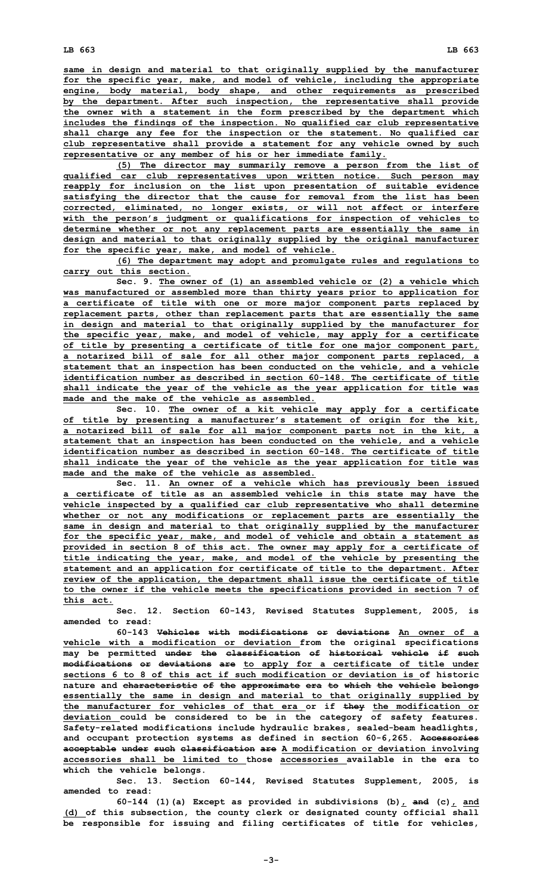same in design and material to that originally supplied by the manufacturer for the specific year, make, and model of vehicle, including the appropriate engine, body material, body shape, and other requirements as prescribed by the department. After such inspection, the representative shall provide the owner with a statement in the form prescribed by the department which includes the findings of the inspection. No qualified car club representative shall charge any fee for the inspection or the statement. No qualified car club representative shall provide a statement for any vehicle owned by such representative or any member of his or her immediate family.

(5) The director may summarily remove a person from the list of qualified car club representatives upon written notice. Such person may reapply for inclusion on the list upon presentation of suitable evidence satisfying the director that the cause for removal from the list has been corrected, eliminated, no longer exists, or will not affect or interfere with the person's judgment or qualifications for inspection of vehicles to determine whether or not any replacement parts are essentially the same in design and material to that originally supplied by the original manufacturer for the specific year, make, and model of vehicle.

(6) The department may adopt and promulgate rules and regulations to carry out this section.

Sec. 9. The owner of (1) an assembled vehicle or (2) a vehicle which was manufactured or assembled more than thirty years prior to application for a certificate of title with one or more major component parts replaced by replacement parts, other than replacement parts that are essentially the same in design and material to that originally supplied by the manufacturer for the specific year, make, and model of vehicle, may apply for a certificate of title by presenting a certificate of title for one major component part, a notarized bill of sale for all other major component parts replaced, a statement that an inspection has been conducted on the vehicle, and a vehicle identification number as described in section 60-148. The certificate of title shall indicate the year of the vehicle as the year application for title was made and the make of the vehicle as assembled.

Sec. 10. The owner of a kit vehicle may apply for a certificate of title by presenting a manufacturer's statement of origin for the kit, a notarized bill of sale for all major component parts not in the kit, a statement that an inspection has been conducted on the vehicle, and a vehicle identification number as described in section 60-148. The certificate of title shall indicate the year of the vehicle as the year application for title was made and the make of the vehicle as assembled.

Sec. 11. An owner of a vehicle which has previously been issued a certificate of title as an assembled vehicle in this state may have the vehicle inspected by a qualified car club representative who shall determine whether or not any modifications or replacement parts are essentially the same in design and material to that originally supplied by the manufacturer for the specific year, make, and model of vehicle and obtain a statement as provided in section 8 of this act. The owner may apply for a certificate of title indicating the year, make, and model of the vehicle by presenting the statement and an application for certificate of title to the department. After review of the application, the department shall issue the certificate of title to the owner if the vehicle meets the specifications provided in section 7 of this act.

Sec. 12. Section 60-143, Revised Statutes Supplement, 2005, is amended to read:

60-143 ~~Vehicles with modifications or deviations~~ An owner of a vehicle with a modification or deviation from the original specifications may be permitted ~~under the classification of historical vehicle if such modifications or deviations are~~ to apply for a certificate of title under sections 6 to 8 of this act if such modification or deviation is of historic nature and ~~characteristic of the approximate era to which the vehicle belongs~~ essentially the same in design and material to that originally supplied by the manufacturer for vehicles of that era or if ~~they~~ the modification or deviation could be considered to be in the category of safety features. Safety-related modifications include hydraulic brakes, sealed-beam headlights, and occupant protection systems as defined in section 60-6,265. ~~Accessories acceptable under such classification are~~ A modification or deviation involving accessories shall be limited to those accessories available in the era to which the vehicle belongs.

Sec. 13. Section 60-144, Revised Statutes Supplement, 2005, is amended to read:

60-144 (1)(a) Except as provided in subdivisions (b), ~~and~~ (c), and (d) of this subsection, the county clerk or designated county official shall be responsible for issuing and filing certificates of title for vehicles,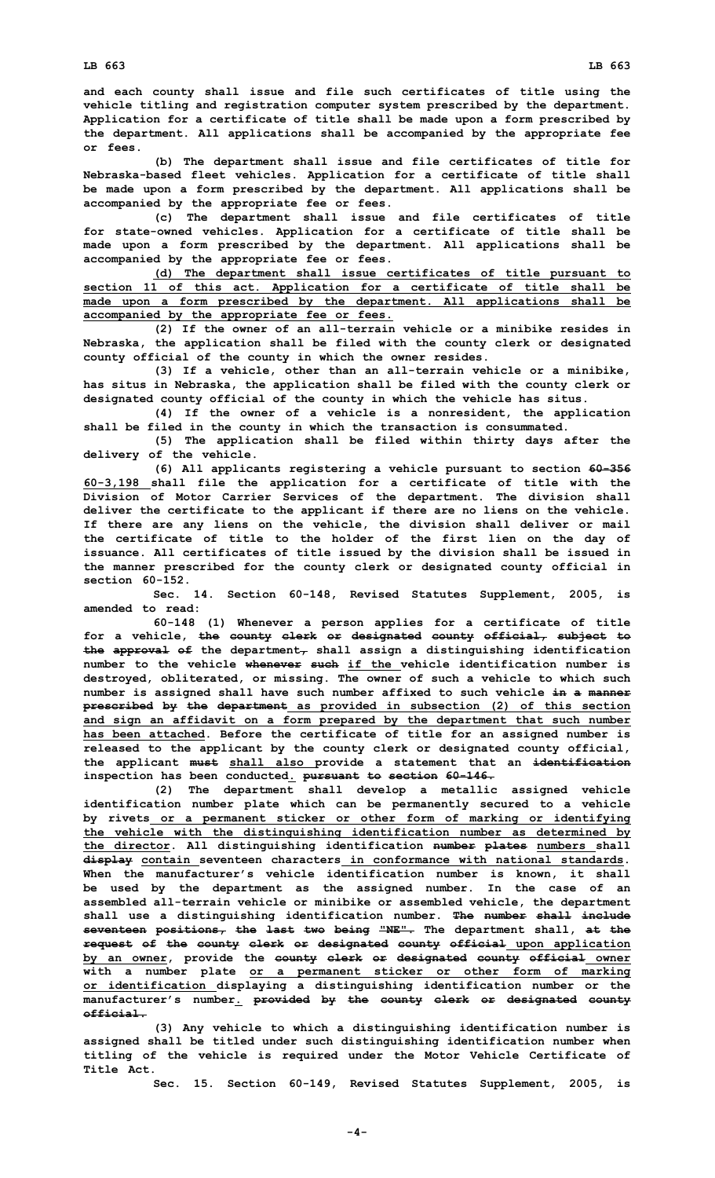and each county shall issue and file such certificates of title using the vehicle titling and registration computer system prescribed by the department. Application for a certificate of title shall be made upon a form prescribed by the department. All applications shall be accompanied by the appropriate fee or fees.

(b) The department shall issue and file certificates of title for Nebraska-based fleet vehicles. Application for a certificate of title shall be made upon a form prescribed by the department. All applications shall be accompanied by the appropriate fee or fees.

(c) The department shall issue and file certificates of title for state-owned vehicles. Application for a certificate of title shall be made upon a form prescribed by the department. All applications shall be accompanied by the appropriate fee or fees.

(d) The department shall issue certificates of title pursuant to section 11 of this act. Application for a certificate of title shall be made upon a form prescribed by the department. All applications shall be accompanied by the appropriate fee or fees.

(2) If the owner of an all-terrain vehicle or a minibike resides in Nebraska, the application shall be filed with the county clerk or designated county official of the county in which the owner resides.

(3) If a vehicle, other than an all-terrain vehicle or a minibike, has situs in Nebraska, the application shall be filed with the county clerk or designated county official of the county in which the vehicle has situs.

(4) If the owner of a vehicle is a nonresident, the application shall be filed in the county in which the transaction is consummated.

(5) The application shall be filed within thirty days after the delivery of the vehicle.

(6) All applicants registering a vehicle pursuant to section 60-356 60-3,198 shall file the application for a certificate of title with the Division of Motor Carrier Services of the department. The division shall deliver the certificate to the applicant if there are no liens on the vehicle. If there are any liens on the vehicle, the division shall deliver or mail the certificate of title to the holder of the first lien on the day of issuance. All certificates of title issued by the division shall be issued in the manner prescribed for the county clerk or designated county official in section 60-152.

Sec. 14. Section 60-148, Revised Statutes Supplement, 2005, is amended to read:

60-148 (1) Whenever a person applies for a certificate of title for a vehicle, the county clerk or designated county official, subject to the approval of the department, shall assign a distinguishing identification number to the vehicle whenever such if the vehicle identification number is destroyed, obliterated, or missing. The owner of such a vehicle to which such number is assigned shall have such number affixed to such vehicle in a manner prescribed by the department as provided in subsection (2) of this section and sign an affidavit on a form prepared by the department that such number has been attached. Before the certificate of title for an assigned number is released to the applicant by the county clerk or designated county official, the applicant must shall also provide a statement that an identification inspection has been conducted. pursuant to section 60-146.

(2) The department shall develop a metallic assigned vehicle identification number plate which can be permanently secured to a vehicle by rivets or a permanent sticker or other form of marking or identifying the vehicle with the distinguishing identification number as determined by the director. All distinguishing identification number plates numbers shall display contain seventeen characters in conformance with national standards. When the manufacturer's vehicle identification number is known, it shall be used by the department as the assigned number. In the case of an assembled all-terrain vehicle or minibike or assembled vehicle, the department shall use a distinguishing identification number. The number shall include seventeen positions, the last two being "NE". The department shall, at the request of the county clerk or designated county official upon application by an owner, provide the county clerk or designated county official owner with a number plate or a permanent sticker or other form of marking or identification displaying a distinguishing identification number or the manufacturer's number. provided by the county clerk or designated county official.

(3) Any vehicle to which a distinguishing identification number is assigned shall be titled under such distinguishing identification number when titling of the vehicle is required under the Motor Vehicle Certificate of Title Act.

Sec. 15. Section 60-149, Revised Statutes Supplement, 2005, is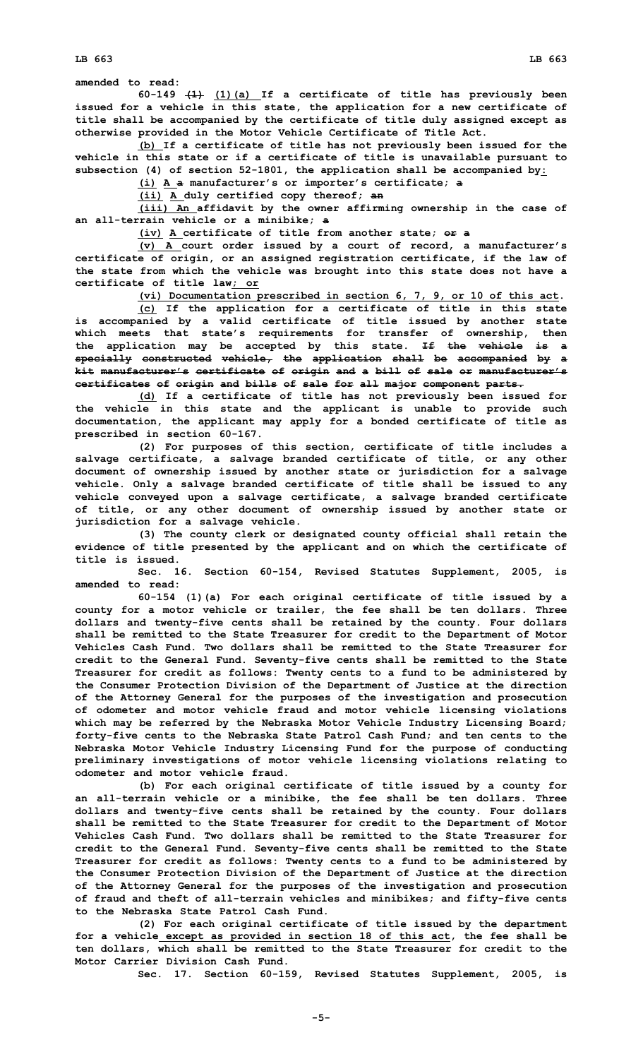amended to read:

60-149 ~~(1)~~ (1)(a) If a certificate of title has previously been issued for a vehicle in this state, the application for a new certificate of title shall be accompanied by the certificate of title duly assigned except as otherwise provided in the Motor Vehicle Certificate of Title Act.

(b) If a certificate of title has not previously been issued for the vehicle in this state or if a certificate of title is unavailable pursuant to subsection (4) of section 52-1801, the application shall be accompanied by:

(i) A ~~a~~ manufacturer's or importer's certificate; ~~a~~

(ii) A duly certified copy thereof; ~~an~~

(iii) An affidavit by the owner affirming ownership in the case of an all-terrain vehicle or a minibike; ~~a~~

(iv) A certificate of title from another state; ~~or a~~

(v) A court order issued by a court of record, a manufacturer's certificate of origin, or an assigned registration certificate, if the law of the state from which the vehicle was brought into this state does not have a certificate of title law; or

(vi) Documentation prescribed in section 6, 7, 9, or 10 of this act.

(c) If the application for a certificate of title in this state is accompanied by a valid certificate of title issued by another state which meets that state's requirements for transfer of ownership, then the application may be accepted by this state. ~~If the vehicle is a specially constructed vehicle, the application shall be accompanied by a kit manufacturer's certificate of origin and a bill of sale or manufacturer's certificates of origin and bills of sale for all major component parts.~~

(d) If a certificate of title has not previously been issued for the vehicle in this state and the applicant is unable to provide such documentation, the applicant may apply for a bonded certificate of title as prescribed in section 60-167.

(2) For purposes of this section, certificate of title includes a salvage certificate, a salvage branded certificate of title, or any other document of ownership issued by another state or jurisdiction for a salvage vehicle. Only a salvage branded certificate of title shall be issued to any vehicle conveyed upon a salvage certificate, a salvage branded certificate of title, or any other document of ownership issued by another state or jurisdiction for a salvage vehicle.

(3) The county clerk or designated county official shall retain the evidence of title presented by the applicant and on which the certificate of title is issued.

Sec. 16. Section 60-154, Revised Statutes Supplement, 2005, is amended to read:

60-154 (1)(a) For each original certificate of title issued by a county for a motor vehicle or trailer, the fee shall be ten dollars. Three dollars and twenty-five cents shall be retained by the county. Four dollars shall be remitted to the State Treasurer for credit to the Department of Motor Vehicles Cash Fund. Two dollars shall be remitted to the State Treasurer for credit to the General Fund. Seventy-five cents shall be remitted to the State Treasurer for credit as follows: Twenty cents to a fund to be administered by the Consumer Protection Division of the Department of Justice at the direction of the Attorney General for the purposes of the investigation and prosecution of odometer and motor vehicle fraud and motor vehicle licensing violations which may be referred by the Nebraska Motor Vehicle Industry Licensing Board; forty-five cents to the Nebraska State Patrol Cash Fund; and ten cents to the Nebraska Motor Vehicle Industry Licensing Fund for the purpose of conducting preliminary investigations of motor vehicle licensing violations relating to odometer and motor vehicle fraud.

(b) For each original certificate of title issued by a county for an all-terrain vehicle or a minibike, the fee shall be ten dollars. Three dollars and twenty-five cents shall be retained by the county. Four dollars shall be remitted to the State Treasurer for credit to the Department of Motor Vehicles Cash Fund. Two dollars shall be remitted to the State Treasurer for credit to the General Fund. Seventy-five cents shall be remitted to the State Treasurer for credit as follows: Twenty cents to a fund to be administered by the Consumer Protection Division of the Department of Justice at the direction of the Attorney General for the purposes of the investigation and prosecution of fraud and theft of all-terrain vehicles and minibikes; and fifty-five cents to the Nebraska State Patrol Cash Fund.

(2) For each original certificate of title issued by the department for a vehicle except as provided in section 18 of this act, the fee shall be ten dollars, which shall be remitted to the State Treasurer for credit to the Motor Carrier Division Cash Fund.

Sec. 17. Section 60-159, Revised Statutes Supplement, 2005, is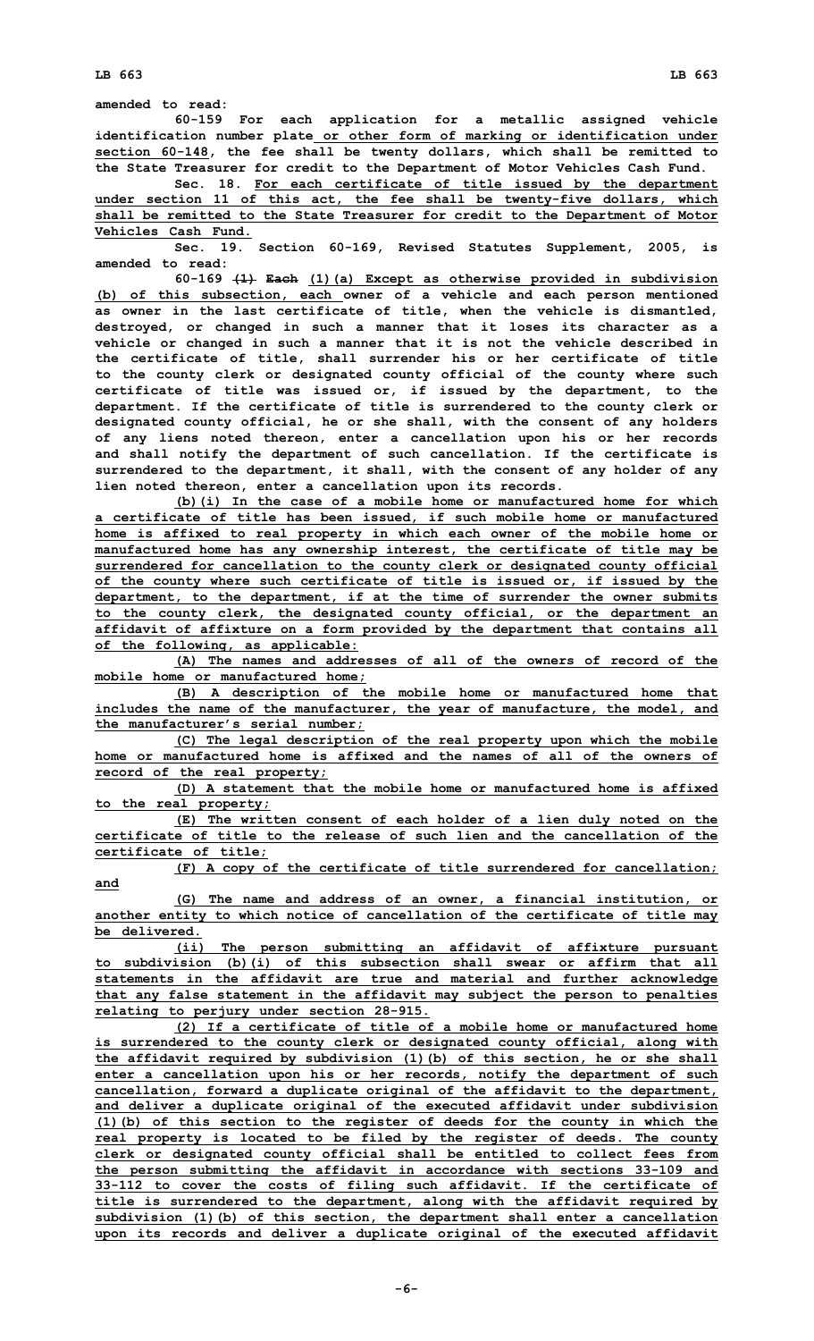amended to read:

60-159 For each application for a metallic assigned vehicle identification number plate or other form of marking or identification under section 60-148, the fee shall be twenty dollars, which shall be remitted to the State Treasurer for credit to the Department of Motor Vehicles Cash Fund.

Sec. 18. For each certificate of title issued by the department under section 11 of this act, the fee shall be twenty-five dollars, which shall be remitted to the State Treasurer for credit to the Department of Motor Vehicles Cash Fund.

Sec. 19. Section 60-169, Revised Statutes Supplement, 2005, is amended to read:

60-169 ~~(1) Each~~ (1)(a) Except as otherwise provided in subdivision (b) of this subsection, each owner of a vehicle and each person mentioned as owner in the last certificate of title, when the vehicle is dismantled, destroyed, or changed in such a manner that it loses its character as a vehicle or changed in such a manner that it is not the vehicle described in the certificate of title, shall surrender his or her certificate of title to the county clerk or designated county official of the county where such certificate of title was issued or, if issued by the department, to the department. If the certificate of title is surrendered to the county clerk or designated county official, he or she shall, with the consent of any holders of any liens noted thereon, enter a cancellation upon his or her records and shall notify the department of such cancellation. If the certificate is surrendered to the department, it shall, with the consent of any holder of any lien noted thereon, enter a cancellation upon its records.

(b)(i) In the case of a mobile home or manufactured home for which a certificate of title has been issued, if such mobile home or manufactured home is affixed to real property in which each owner of the mobile home or manufactured home has any ownership interest, the certificate of title may be surrendered for cancellation to the county clerk or designated county official of the county where such certificate of title is issued or, if issued by the department, to the department, if at the time of surrender the owner submits to the county clerk, the designated county official, or the department an affidavit of affixture on a form provided by the department that contains all of the following, as applicable:

(A) The names and addresses of all of the owners of record of the mobile home or manufactured home;

(B) A description of the mobile home or manufactured home that includes the name of the manufacturer, the year of manufacture, the model, and the manufacturer's serial number;

(C) The legal description of the real property upon which the mobile home or manufactured home is affixed and the names of all of the owners of record of the real property;

(D) A statement that the mobile home or manufactured home is affixed to the real property;

(E) The written consent of each holder of a lien duly noted on the certificate of title to the release of such lien and the cancellation of the certificate of title;

(F) A copy of the certificate of title surrendered for cancellation; and

(G) The name and address of an owner, a financial institution, or another entity to which notice of cancellation of the certificate of title may be delivered.

(ii) The person submitting an affidavit of affixture pursuant to subdivision (b)(i) of this subsection shall swear or affirm that all statements in the affidavit are true and material and further acknowledge that any false statement in the affidavit may subject the person to penalties relating to perjury under section 28-915.

(2) If a certificate of title of a mobile home or manufactured home is surrendered to the county clerk or designated county official, along with the affidavit required by subdivision (1)(b) of this section, he or she shall enter a cancellation upon his or her records, notify the department of such cancellation, forward a duplicate original of the affidavit to the department, and deliver a duplicate original of the executed affidavit under subdivision (1)(b) of this section to the register of deeds for the county in which the real property is located to be filed by the register of deeds. The county clerk or designated county official shall be entitled to collect fees from the person submitting the affidavit in accordance with sections 33-109 and 33-112 to cover the costs of filing such affidavit. If the certificate of title is surrendered to the department, along with the affidavit required by subdivision (1)(b) of this section, the department shall enter a cancellation upon its records and deliver a duplicate original of the executed affidavit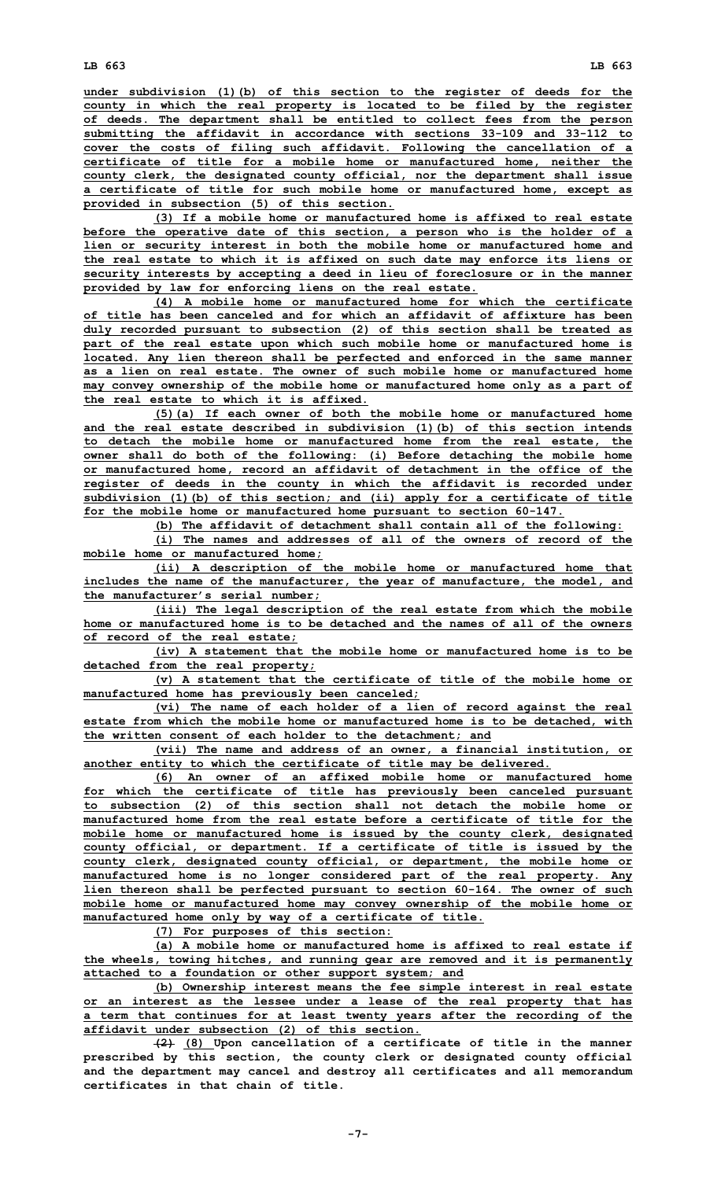under subdivision (1)(b) of this section to the register of deeds for the county in which the real property is located to be filed by the register of deeds. The department shall be entitled to collect fees from the person submitting the affidavit in accordance with sections 33-109 and 33-112 to cover the costs of filing such affidavit. Following the cancellation of a certificate of title for a mobile home or manufactured home, neither the county clerk, the designated county official, nor the department shall issue a certificate of title for such mobile home or manufactured home, except as provided in subsection (5) of this section.

(3) If a mobile home or manufactured home is affixed to real estate before the operative date of this section, a person who is the holder of a lien or security interest in both the mobile home or manufactured home and the real estate to which it is affixed on such date may enforce its liens or security interests by accepting a deed in lieu of foreclosure or in the manner provided by law for enforcing liens on the real estate.

(4) A mobile home or manufactured home for which the certificate of title has been canceled and for which an affidavit of affixture has been duly recorded pursuant to subsection (2) of this section shall be treated as part of the real estate upon which such mobile home or manufactured home is located. Any lien thereon shall be perfected and enforced in the same manner as a lien on real estate. The owner of such mobile home or manufactured home may convey ownership of the mobile home or manufactured home only as a part of the real estate to which it is affixed.

(5)(a) If each owner of both the mobile home or manufactured home and the real estate described in subdivision (1)(b) of this section intends to detach the mobile home or manufactured home from the real estate, the owner shall do both of the following: (i) Before detaching the mobile home or manufactured home, record an affidavit of detachment in the office of the register of deeds in the county in which the affidavit is recorded under subdivision (1)(b) of this section; and (ii) apply for a certificate of title for the mobile home or manufactured home pursuant to section 60-147.

(b) The affidavit of detachment shall contain all of the following:

(i) The names and addresses of all of the owners of record of the mobile home or manufactured home;

(ii) A description of the mobile home or manufactured home that includes the name of the manufacturer, the year of manufacture, the model, and the manufacturer's serial number;

(iii) The legal description of the real estate from which the mobile home or manufactured home is to be detached and the names of all of the owners of record of the real estate;

(iv) A statement that the mobile home or manufactured home is to be detached from the real property;

(v) A statement that the certificate of title of the mobile home or manufactured home has previously been canceled;

(vi) The name of each holder of a lien of record against the real estate from which the mobile home or manufactured home is to be detached, with the written consent of each holder to the detachment; and

(vii) The name and address of an owner, a financial institution, or another entity to which the certificate of title may be delivered.

(6) An owner of an affixed mobile home or manufactured home for which the certificate of title has previously been canceled pursuant to subsection (2) of this section shall not detach the mobile home or manufactured home from the real estate before a certificate of title for the mobile home or manufactured home is issued by the county clerk, designated county official, or department. If a certificate of title is issued by the county clerk, designated county official, or department, the mobile home or manufactured home is no longer considered part of the real property. Any lien thereon shall be perfected pursuant to section 60-164. The owner of such mobile home or manufactured home may convey ownership of the mobile home or manufactured home only by way of a certificate of title.

(7) For purposes of this section:

(a) A mobile home or manufactured home is affixed to real estate if the wheels, towing hitches, and running gear are removed and it is permanently attached to a foundation or other support system; and

(b) Ownership interest means the fee simple interest in real estate or an interest as the lessee under a lease of the real property that has a term that continues for at least twenty years after the recording of the affidavit under subsection (2) of this section.

~~(2)~~ (8) Upon cancellation of a certificate of title in the manner prescribed by this section, the county clerk or designated county official and the department may cancel and destroy all certificates and all memorandum certificates in that chain of title.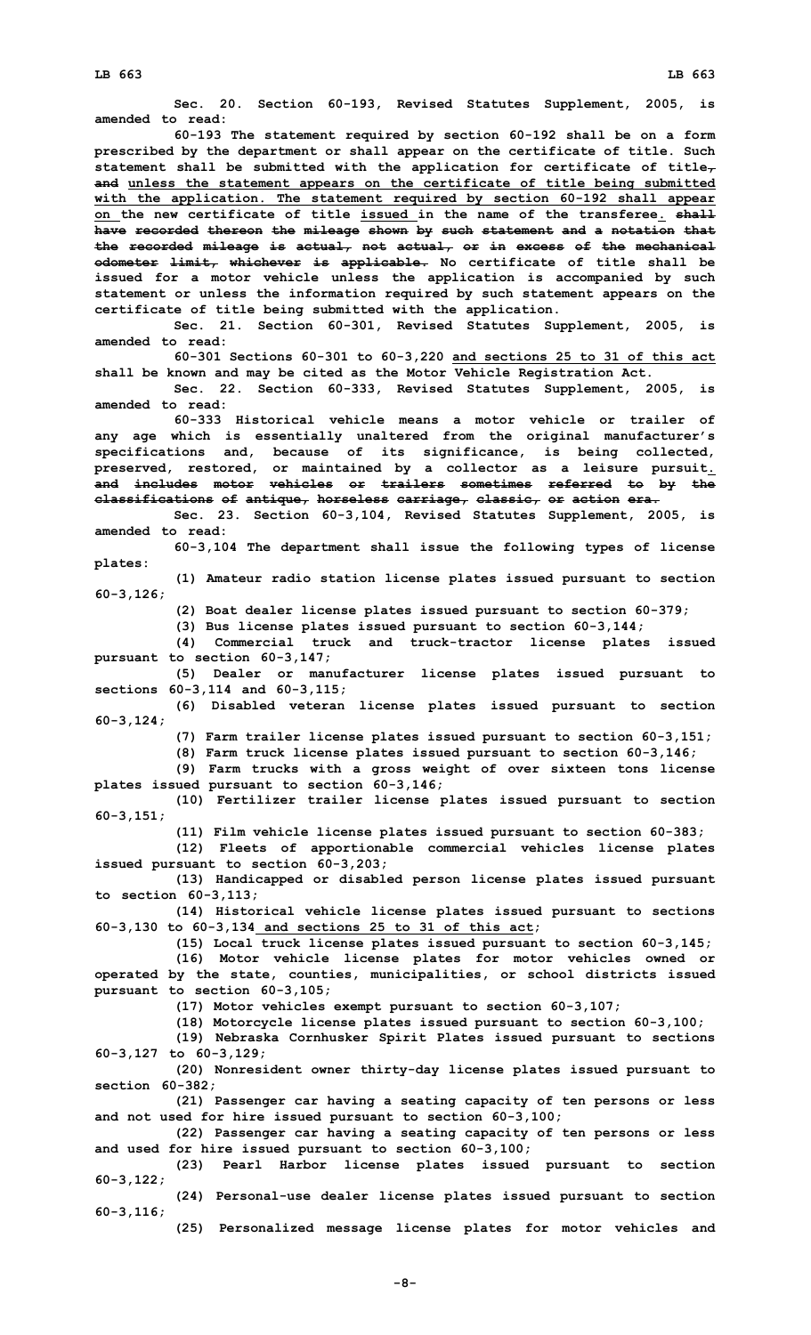**Sec. 20. Section 60-193, Revised Statutes Supplement, 2005, is amended to read:**

**60-193 The statement required by section 60-192 shall be on a form prescribed by the department or shall appear on the certificate of title. Such statement shall be submitted with the application for certificate of title, and unless the statement appears on the certificate of title being submitted with the application. The statement required by section 60-192 shall appear on the new certificate of title issued in the name of the transferee. shall have recorded thereon the mileage shown by such statement and a notation that the recorded mileage is actual, not actual, or in excess of the mechanical odometer limit, whichever is applicable. No certificate of title shall be issued for a motor vehicle unless the application is accompanied by such statement or unless the information required by such statement appears on the certificate of title being submitted with the application.**

**Sec. 21. Section 60-301, Revised Statutes Supplement, 2005, is amended to read:**

**60-301 Sections 60-301 to 60-3,220 and sections 25 to 31 of this act shall be known and may be cited as the Motor Vehicle Registration Act.**

**Sec. 22. Section 60-333, Revised Statutes Supplement, 2005, is amended to read:**

**60-333 Historical vehicle means a motor vehicle or trailer of any age which is essentially unaltered from the original manufacturer's specifications and, because of its significance, is being collected, preserved, restored, or maintained by a collector as a leisure pursuit. and includes motor vehicles or trailers sometimes referred to by the classifications of antique, horseless carriage, classic, or action era.**

**Sec. 23. Section 60-3,104, Revised Statutes Supplement, 2005, is amended to read:**

**60-3,104 The department shall issue the following types of license plates:**

**(1) Amateur radio station license plates issued pursuant to section 60-3,126;**

**(2) Boat dealer license plates issued pursuant to section 60-379;**

**(3) Bus license plates issued pursuant to section 60-3,144;**

**(4) Commercial truck and truck-tractor license plates issued pursuant to section 60-3,147;**

**(5) Dealer or manufacturer license plates issued pursuant to sections 60-3,114 and 60-3,115;**

**(6) Disabled veteran license plates issued pursuant to section 60-3,124;**

**(7) Farm trailer license plates issued pursuant to section 60-3,151;**

**(8) Farm truck license plates issued pursuant to section 60-3,146;**

**(9) Farm trucks with a gross weight of over sixteen tons license plates issued pursuant to section 60-3,146;**

**(10) Fertilizer trailer license plates issued pursuant to section 60-3,151;**

**(11) Film vehicle license plates issued pursuant to section 60-383;**

**(12) Fleets of apportionable commercial vehicles license plates issued pursuant to section 60-3,203;**

**(13) Handicapped or disabled person license plates issued pursuant to section 60-3,113;**

**(14) Historical vehicle license plates issued pursuant to sections 60-3,130 to 60-3,134 and sections 25 to 31 of this act;**

**(15) Local truck license plates issued pursuant to section 60-3,145;**

**(16) Motor vehicle license plates for motor vehicles owned or operated by the state, counties, municipalities, or school districts issued pursuant to section 60-3,105;**

**(17) Motor vehicles exempt pursuant to section 60-3,107;**

**(18) Motorcycle license plates issued pursuant to section 60-3,100;**

**(19) Nebraska Cornhusker Spirit Plates issued pursuant to sections 60-3,127 to 60-3,129;**

**(20) Nonresident owner thirty-day license plates issued pursuant to section 60-382;**

**(21) Passenger car having a seating capacity of ten persons or less and not used for hire issued pursuant to section 60-3,100;**

**(22) Passenger car having a seating capacity of ten persons or less and used for hire issued pursuant to section 60-3,100;**

**(23) Pearl Harbor license plates issued pursuant to section 60-3,122;**

**(24) Personal-use dealer license plates issued pursuant to section 60-3,116;**

**(25) Personalized message license plates for motor vehicles and**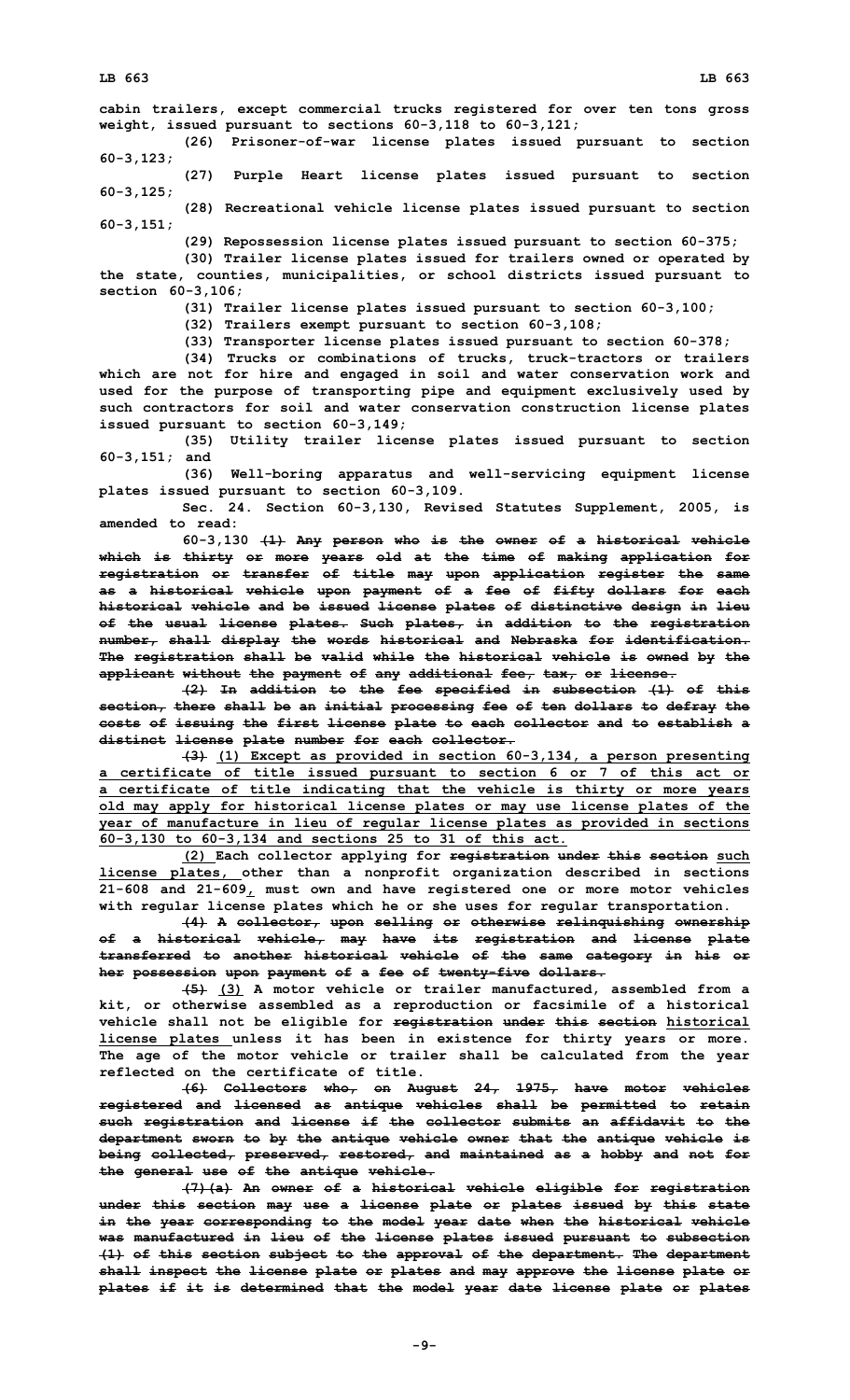cabin trailers, except commercial trucks registered for over ten tons gross weight, issued pursuant to sections 60-3,118 to 60-3,121;

(26) Prisoner-of-war license plates issued pursuant to section 60-3,123;

(27) Purple Heart license plates issued pursuant to section 60-3,125;

(28) Recreational vehicle license plates issued pursuant to section 60-3,151;

(29) Repossession license plates issued pursuant to section 60-375;

(30) Trailer license plates issued for trailers owned or operated by the state, counties, municipalities, or school districts issued pursuant to section 60-3,106;

(31) Trailer license plates issued pursuant to section 60-3,100;

(32) Trailers exempt pursuant to section 60-3,108;

(33) Transporter license plates issued pursuant to section 60-378;

(34) Trucks or combinations of trucks, truck-tractors or trailers which are not for hire and engaged in soil and water conservation work and used for the purpose of transporting pipe and equipment exclusively used by such contractors for soil and water conservation construction license plates issued pursuant to section 60-3,149;

(35) Utility trailer license plates issued pursuant to section 60-3,151; and

(36) Well-boring apparatus and well-servicing equipment license plates issued pursuant to section 60-3,109.

Sec. 24. Section 60-3,130, Revised Statutes Supplement, 2005, is amended to read:

60-3,130 ~~(1) Any person who is the owner of a historical vehicle which is thirty or more years old at the time of making application for registration or transfer of title may upon application register the same as a historical vehicle upon payment of a fee of fifty dollars for each historical vehicle and be issued license plates of distinctive design in lieu of the usual license plates. Such plates, in addition to the registration number, shall display the words historical and Nebraska for identification. The registration shall be valid while the historical vehicle is owned by the applicant without the payment of any additional fee, tax, or license.~~

~~(2) In addition to the fee specified in subsection (1) of this section, there shall be an initial processing fee of ten dollars to defray the costs of issuing the first license plate to each collector and to establish a distinct license plate number for each collector.~~

~~(3)~~ <u>(1) Except as provided in section 60-3,134, a person presenting a certificate of title issued pursuant to section 6 or 7 of this act or a certificate of title indicating that the vehicle is thirty or more years old may apply for historical license plates or may use license plates of the year of manufacture in lieu of regular license plates as provided in sections 60-3,130 to 60-3,134 and sections 25 to 31 of this act.</u>

<u>(2)</u> Each collector applying for ~~registration under this section~~ <u>such license plates,</u> other than a nonprofit organization described in sections 21-608 and 21-609<u>,</u> must own and have registered one or more motor vehicles with regular license plates which he or she uses for regular transportation.

~~(4) A collector, upon selling or otherwise relinquishing ownership of a historical vehicle, may have its registration and license plate transferred to another historical vehicle of the same category in his or her possession upon payment of a fee of twenty-five dollars.~~

~~(5)~~ <u>(3)</u> A motor vehicle or trailer manufactured, assembled from a kit, or otherwise assembled as a reproduction or facsimile of a historical vehicle shall not be eligible for ~~registration under this section~~ <u>historical license plates</u> unless it has been in existence for thirty years or more. The age of the motor vehicle or trailer shall be calculated from the year reflected on the certificate of title.

~~(6) Collectors who, on August 24, 1975, have motor vehicles registered and licensed as antique vehicles shall be permitted to retain such registration and license if the collector submits an affidavit to the department sworn to by the antique vehicle owner that the antique vehicle is being collected, preserved, restored, and maintained as a hobby and not for the general use of the antique vehicle.~~

~~(7)(a) An owner of a historical vehicle eligible for registration under this section may use a license plate or plates issued by this state in the year corresponding to the model year date when the historical vehicle was manufactured in lieu of the license plates issued pursuant to subsection (1) of this section subject to the approval of the department. The department shall inspect the license plate or plates and may approve the license plate or plates if it is determined that the model year date license plate or plates~~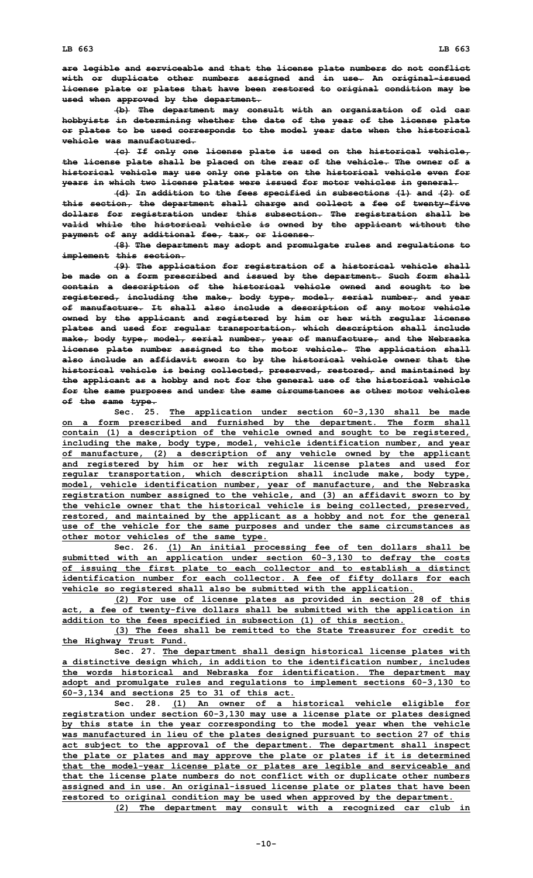~~are legible and serviceable and that the license plate numbers do not conflict with or duplicate other numbers assigned and in use. An original-issued license plate or plates that have been restored to original condition may be used when approved by the department.~~

~~(b) The department may consult with an organization of old car hobbyists in determining whether the date of the year of the license plate or plates to be used corresponds to the model year date when the historical vehicle was manufactured.~~

~~(c) If only one license plate is used on the historical vehicle, the license plate shall be placed on the rear of the vehicle. The owner of a historical vehicle may use only one plate on the historical vehicle even for years in which two license plates were issued for motor vehicles in general.~~

~~(d) In addition to the fees specified in subsections (1) and (2) of this section, the department shall charge and collect a fee of twenty-five dollars for registration under this subsection. The registration shall be valid while the historical vehicle is owned by the applicant without the payment of any additional fee, tax, or license.~~

~~(8) The department may adopt and promulgate rules and regulations to implement this section.~~

~~(9) The application for registration of a historical vehicle shall be made on a form prescribed and issued by the department. Such form shall contain a description of the historical vehicle owned and sought to be registered, including the make, body type, model, serial number, and year of manufacture. It shall also include a description of any motor vehicle owned by the applicant and registered by him or her with regular license plates and used for regular transportation, which description shall include make, body type, model, serial number, year of manufacture, and the Nebraska license plate number assigned to the motor vehicle. The application shall also include an affidavit sworn to by the historical vehicle owner that the historical vehicle is being collected, preserved, restored, and maintained by the applicant as a hobby and not for the general use of the historical vehicle for the same purposes and under the same circumstances as other motor vehicles of the same type.~~

Sec. 25. <u>The application under section 60-3,130 shall be made on a form prescribed and furnished by the department. The form shall contain (1) a description of the vehicle owned and sought to be registered, including the make, body type, model, vehicle identification number, and year of manufacture, (2) a description of any vehicle owned by the applicant and registered by him or her with regular license plates and used for regular transportation, which description shall include make, body type, model, vehicle identification number, year of manufacture, and the Nebraska registration number assigned to the vehicle, and (3) an affidavit sworn to by the vehicle owner that the historical vehicle is being collected, preserved, restored, and maintained by the applicant as a hobby and not for the general use of the vehicle for the same purposes and under the same circumstances as other motor vehicles of the same type.</u>

Sec. 26. <u>(1) An initial processing fee of ten dollars shall be submitted with an application under section 60-3,130 to defray the costs of issuing the first plate to each collector and to establish a distinct identification number for each collector. A fee of fifty dollars for each vehicle so registered shall also be submitted with the application.</u>

<u>(2) For use of license plates as provided in section 28 of this act, a fee of twenty-five dollars shall be submitted with the application in addition to the fees specified in subsection (1) of this section.</u>

<u>(3) The fees shall be remitted to the State Treasurer for credit to the Highway Trust Fund.</u>

Sec. 27. <u>The department shall design historical license plates with a distinctive design which, in addition to the identification number, includes the words historical and Nebraska for identification. The department may adopt and promulgate rules and regulations to implement sections 60-3,130 to 60-3,134 and sections 25 to 31 of this act.</u>

Sec. 28. <u>(1) An owner of a historical vehicle eligible for registration under section 60-3,130 may use a license plate or plates designed by this state in the year corresponding to the model year when the vehicle was manufactured in lieu of the plates designed pursuant to section 27 of this act subject to the approval of the department. The department shall inspect the plate or plates and may approve the plate or plates if it is determined that the model-year license plate or plates are legible and serviceable and that the license plate numbers do not conflict with or duplicate other numbers assigned and in use. An original-issued license plate or plates that have been restored to original condition may be used when approved by the department.</u>

<u>(2) The department may consult with a recognized car club in</u>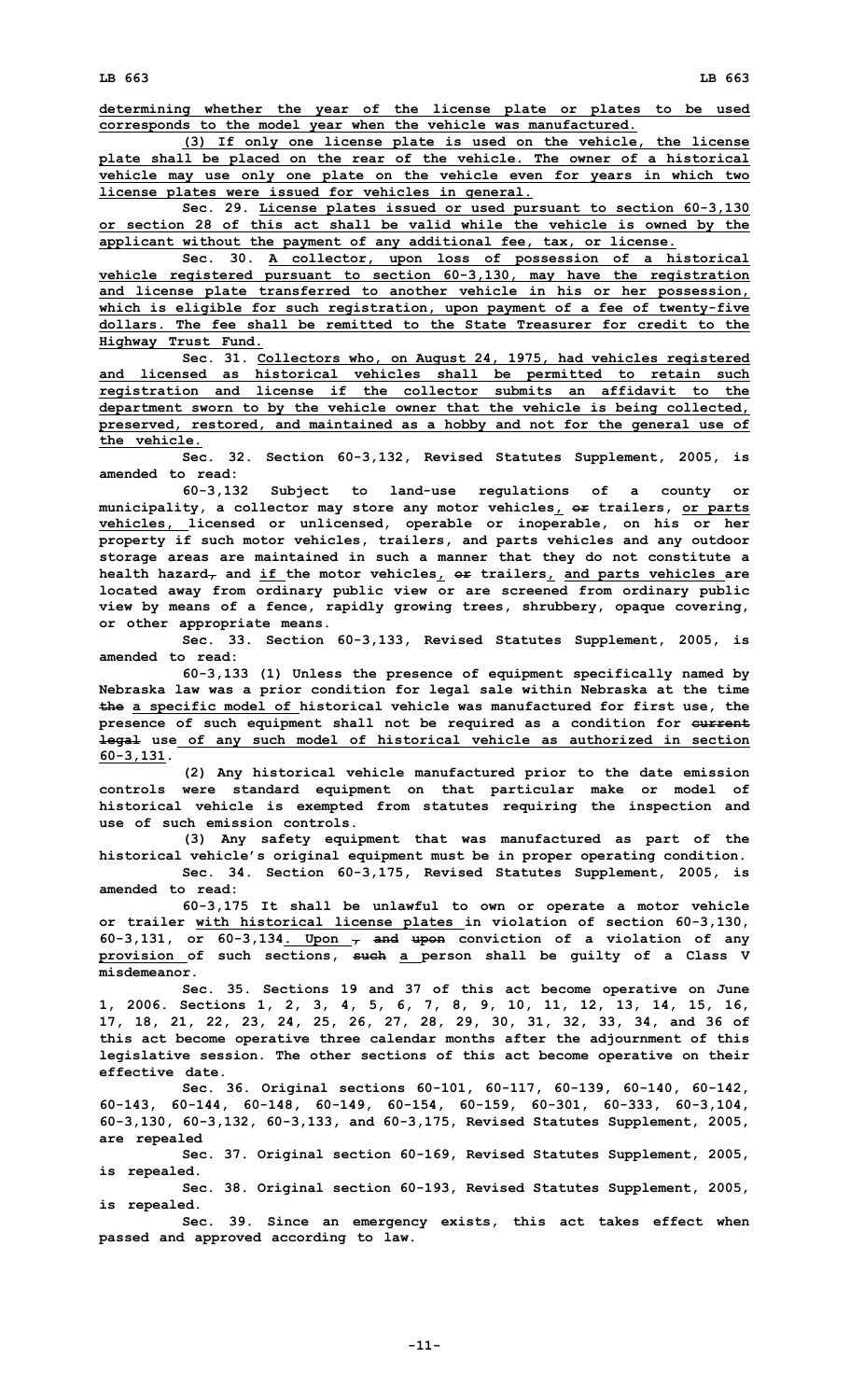**determining whether the year of the license plate or plates to be used corresponds to the model year when the vehicle was manufactured.**

**(3) If only one license plate is used on the vehicle, the license plate shall be placed on the rear of the vehicle. The owner of a historical vehicle may use only one plate on the vehicle even for years in which two license plates were issued for vehicles in general.**

**Sec. 29. License plates issued or used pursuant to section 60-3,130 or section 28 of this act shall be valid while the vehicle is owned by the applicant without the payment of any additional fee, tax, or license.**

**Sec. 30. A collector, upon loss of possession of a historical vehicle registered pursuant to section 60-3,130, may have the registration and license plate transferred to another vehicle in his or her possession, which is eligible for such registration, upon payment of a fee of twenty-five dollars. The fee shall be remitted to the State Treasurer for credit to the Highway Trust Fund.**

**Sec. 31. Collectors who, on August 24, 1975, had vehicles registered and licensed as historical vehicles shall be permitted to retain such registration and license if the collector submits an affidavit to the department sworn to by the vehicle owner that the vehicle is being collected, preserved, restored, and maintained as a hobby and not for the general use of the vehicle.**

**Sec. 32. Section 60-3,132, Revised Statutes Supplement, 2005, is amended to read:**

**60-3,132 Subject to land-use regulations of a county or municipality, a collector may store any motor vehicles, ~~or~~ trailers, or parts vehicles, licensed or unlicensed, operable or inoperable, on his or her property if such motor vehicles, trailers, and parts vehicles and any outdoor storage areas are maintained in such a manner that they do not constitute a health hazard~~,~~ and if the motor vehicles, ~~or~~ trailers, and parts vehicles are located away from ordinary public view or are screened from ordinary public view by means of a fence, rapidly growing trees, shrubbery, opaque covering, or other appropriate means.**

**Sec. 33. Section 60-3,133, Revised Statutes Supplement, 2005, is amended to read:**

**60-3,133 (1) Unless the presence of equipment specifically named by Nebraska law was a prior condition for legal sale within Nebraska at the time ~~the~~ a specific model of historical vehicle was manufactured for first use, the presence of such equipment shall not be required as a condition for ~~current legal~~ use of any such model of historical vehicle as authorized in section 60-3,131.**

**(2) Any historical vehicle manufactured prior to the date emission controls were standard equipment on that particular make or model of historical vehicle is exempted from statutes requiring the inspection and use of such emission controls.**

**(3) Any safety equipment that was manufactured as part of the historical vehicle's original equipment must be in proper operating condition.**

**Sec. 34. Section 60-3,175, Revised Statutes Supplement, 2005, is amended to read:**

**60-3,175 It shall be unlawful to own or operate a motor vehicle or trailer with historical license plates in violation of section 60-3,130, 60-3,131, or 60-3,134. Upon ~~, and upon~~ conviction of a violation of any provision of such sections, ~~such~~ a person shall be guilty of a Class V misdemeanor.**

**Sec. 35. Sections 19 and 37 of this act become operative on June 1, 2006. Sections 1, 2, 3, 4, 5, 6, 7, 8, 9, 10, 11, 12, 13, 14, 15, 16, 17, 18, 21, 22, 23, 24, 25, 26, 27, 28, 29, 30, 31, 32, 33, 34, and 36 of this act become operative three calendar months after the adjournment of this legislative session. The other sections of this act become operative on their effective date.**

**Sec. 36. Original sections 60-101, 60-117, 60-139, 60-140, 60-142, 60-143, 60-144, 60-148, 60-149, 60-154, 60-159, 60-301, 60-333, 60-3,104, 60-3,130, 60-3,132, 60-3,133, and 60-3,175, Revised Statutes Supplement, 2005, are repealed**

**Sec. 37. Original section 60-169, Revised Statutes Supplement, 2005, is repealed.**

**Sec. 38. Original section 60-193, Revised Statutes Supplement, 2005, is repealed.**

**Sec. 39. Since an emergency exists, this act takes effect when passed and approved according to law.**